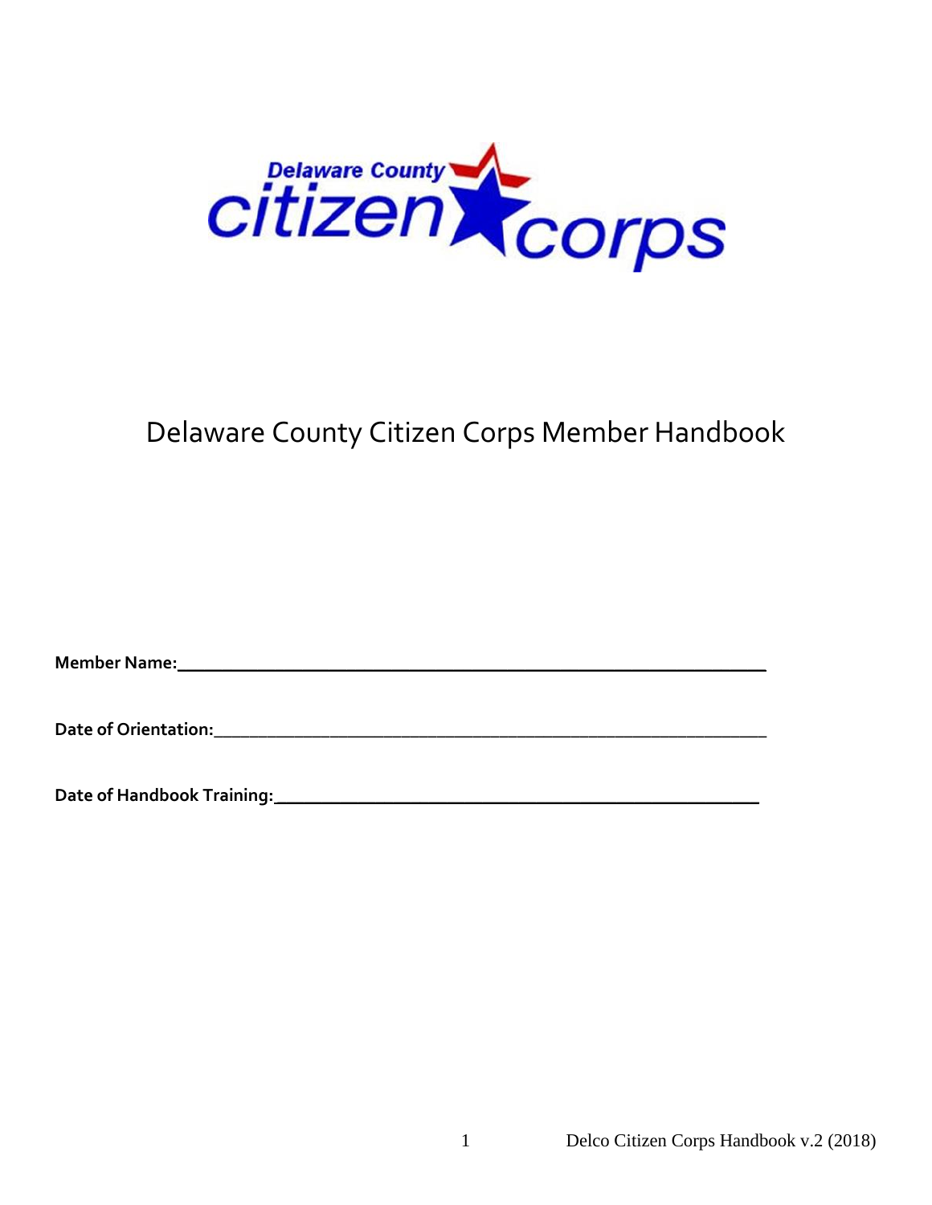# Delaware County Citizen Corps Member Handbook

**Member Name:**_______________________________________________

**Date of Orientation:**_______________________________________________

**Date of Handbook Training:**_______________________________________________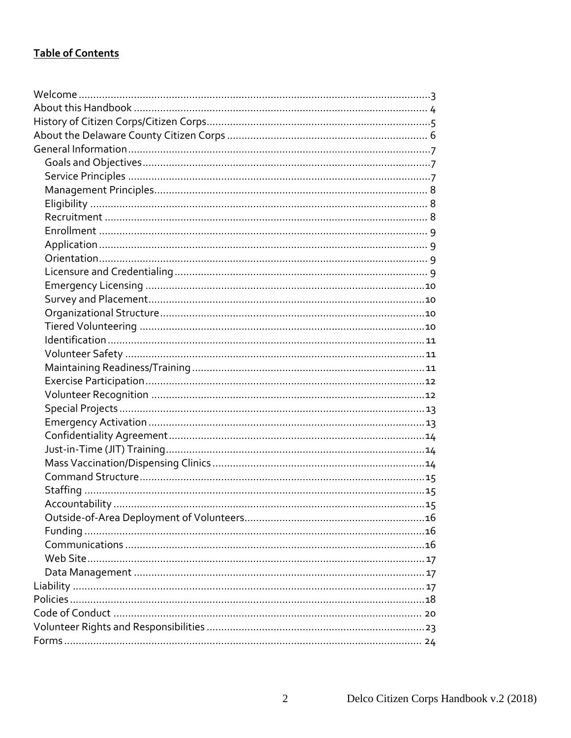**Table of Contents**

- Welcome ........ 3
- About this Handbook ........ 4
- History of Citizen Corps/Citizen Corps ........ 5
- About the Delaware County Citizen Corps ........ 6
- General Information ........ 7
  - Goals and Objectives ........ 7
  - Service Principles ........ 7
  - Management Principles ........ 8
  - Eligibility ........ 8
  - Recruitment ........ 8
  - Enrollment ........ 9
  - Application ........ 9
  - Orientation ........ 9
  - Licensure and Credentialing ........ 9
  - Emergency Licensing ........ 10
  - Survey and Placement ........ 10
  - Organizational Structure ........ 10
  - Tiered Volunteering ........ 10
  - Identification ........ 11
  - Volunteer Safety ........ 11
  - Maintaining Readiness/Training ........ 11
  - Exercise Participation ........ 12
  - Volunteer Recognition ........ 12
  - Special Projects ........ 13
  - Emergency Activation ........ 13
  - Confidentiality Agreement ........ 14
  - Just-in-Time (JIT) Training ........ 14
  - Mass Vaccination/Dispensing Clinics ........ 14
  - Command Structure ........ 15
  - Staffing ........ 15
  - Accountability ........ 15
  - Outside-of-Area Deployment of Volunteers ........ 16
  - Funding ........ 16
  - Communications ........ 16
  - Web Site ........ 17
  - Data Management ........ 17
- Liability ........ 17
- Policies ........ 18
- Code of Conduct ........ 20
- Volunteer Rights and Responsibilities ........ 23
- Forms ........ 24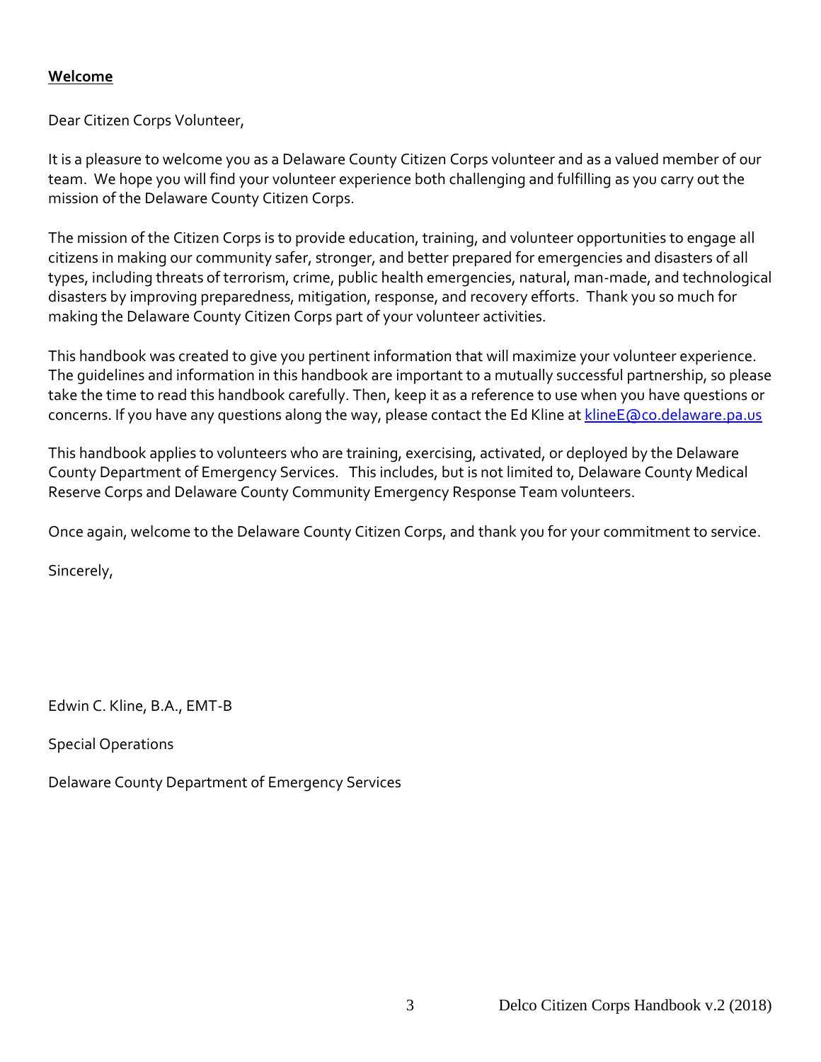**<u>Welcome</u>**

Dear Citizen Corps Volunteer,

It is a pleasure to welcome you as a Delaware County Citizen Corps volunteer and as a valued member of our team. We hope you will find your volunteer experience both challenging and fulfilling as you carry out the mission of the Delaware County Citizen Corps.

The mission of the Citizen Corps is to provide education, training, and volunteer opportunities to engage all citizens in making our community safer, stronger, and better prepared for emergencies and disasters of all types, including threats of terrorism, crime, public health emergencies, natural, man-made, and technological disasters by improving preparedness, mitigation, response, and recovery efforts. Thank you so much for making the Delaware County Citizen Corps part of your volunteer activities.

This handbook was created to give you pertinent information that will maximize your volunteer experience. The guidelines and information in this handbook are important to a mutually successful partnership, so please take the time to read this handbook carefully. Then, keep it as a reference to use when you have questions or concerns. If you have any questions along the way, please contact the Ed Kline at klineE@co.delaware.pa.us

This handbook applies to volunteers who are training, exercising, activated, or deployed by the Delaware County Department of Emergency Services. This includes, but is not limited to, Delaware County Medical Reserve Corps and Delaware County Community Emergency Response Team volunteers.

Once again, welcome to the Delaware County Citizen Corps, and thank you for your commitment to service.

Sincerely,

Edwin C. Kline, B.A., EMT-B

Special Operations

Delaware County Department of Emergency Services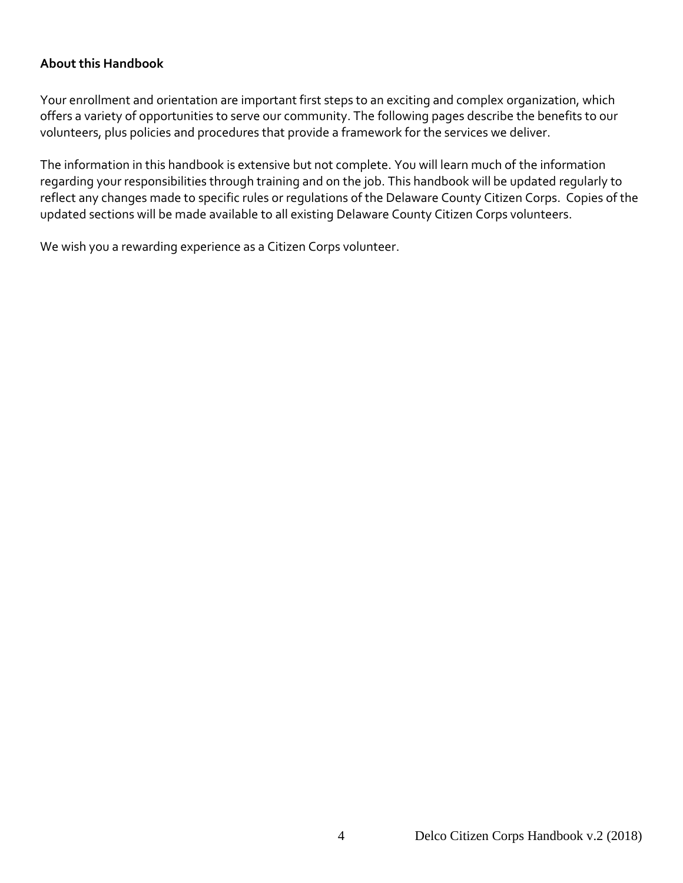**About this Handbook**

Your enrollment and orientation are important first steps to an exciting and complex organization, which offers a variety of opportunities to serve our community. The following pages describe the benefits to our volunteers, plus policies and procedures that provide a framework for the services we deliver.

The information in this handbook is extensive but not complete. You will learn much of the information regarding your responsibilities through training and on the job. This handbook will be updated regularly to reflect any changes made to specific rules or regulations of the Delaware County Citizen Corps. Copies of the updated sections will be made available to all existing Delaware County Citizen Corps volunteers.

We wish you a rewarding experience as a Citizen Corps volunteer.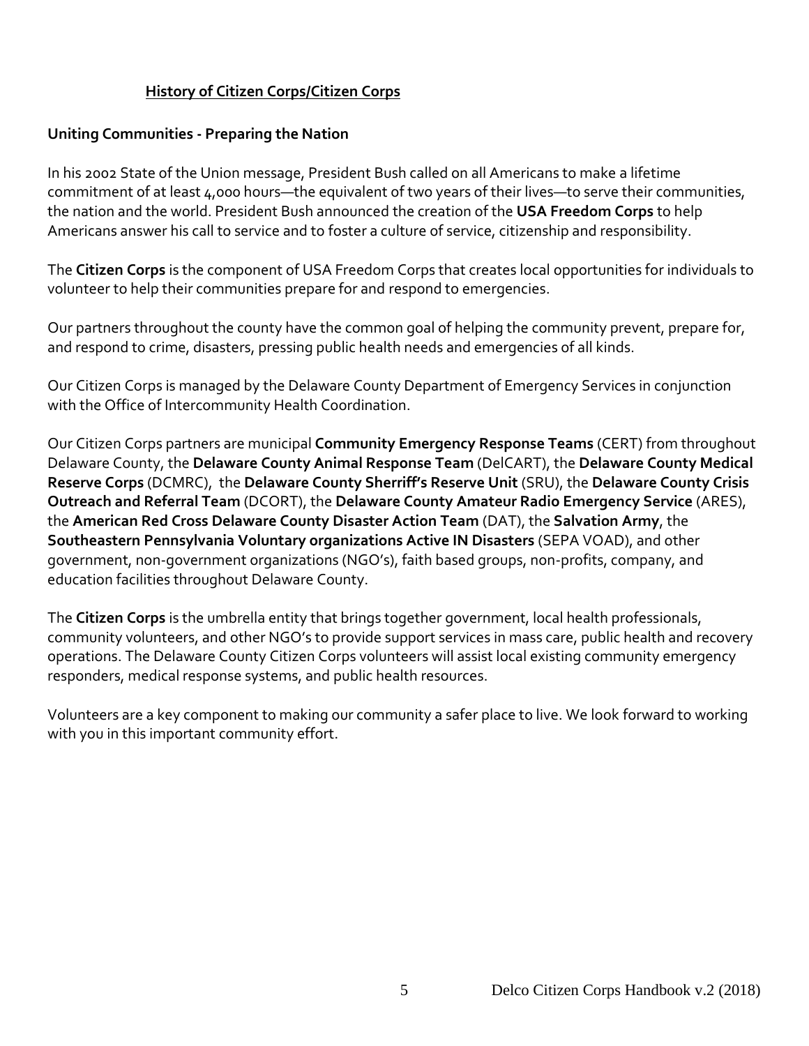## History of Citizen Corps/Citizen Corps

### Uniting Communities - Preparing the Nation

In his 2002 State of the Union message, President Bush called on all Americans to make a lifetime commitment of at least 4,000 hours—the equivalent of two years of their lives—to serve their communities, the nation and the world. President Bush announced the creation of the **USA Freedom Corps** to help Americans answer his call to service and to foster a culture of service, citizenship and responsibility.

The **Citizen Corps** is the component of USA Freedom Corps that creates local opportunities for individuals to volunteer to help their communities prepare for and respond to emergencies.

Our partners throughout the county have the common goal of helping the community prevent, prepare for, and respond to crime, disasters, pressing public health needs and emergencies of all kinds.

Our Citizen Corps is managed by the Delaware County Department of Emergency Services in conjunction with the Office of Intercommunity Health Coordination.

Our Citizen Corps partners are municipal **Community Emergency Response Teams** (CERT) from throughout Delaware County, the **Delaware County Animal Response Team** (DelCART), the **Delaware County Medical Reserve Corps** (DCMRC), the **Delaware County Sherriff's Reserve Unit** (SRU), the **Delaware County Crisis Outreach and Referral Team** (DCORT), the **Delaware County Amateur Radio Emergency Service** (ARES), the **American Red Cross Delaware County Disaster Action Team** (DAT), the **Salvation Army**, the **Southeastern Pennsylvania Voluntary organizations Active IN Disasters** (SEPA VOAD), and other government, non-government organizations (NGO's), faith based groups, non-profits, company, and education facilities throughout Delaware County.

The **Citizen Corps** is the umbrella entity that brings together government, local health professionals, community volunteers, and other NGO's to provide support services in mass care, public health and recovery operations. The Delaware County Citizen Corps volunteers will assist local existing community emergency responders, medical response systems, and public health resources.

Volunteers are a key component to making our community a safer place to live. We look forward to working with you in this important community effort.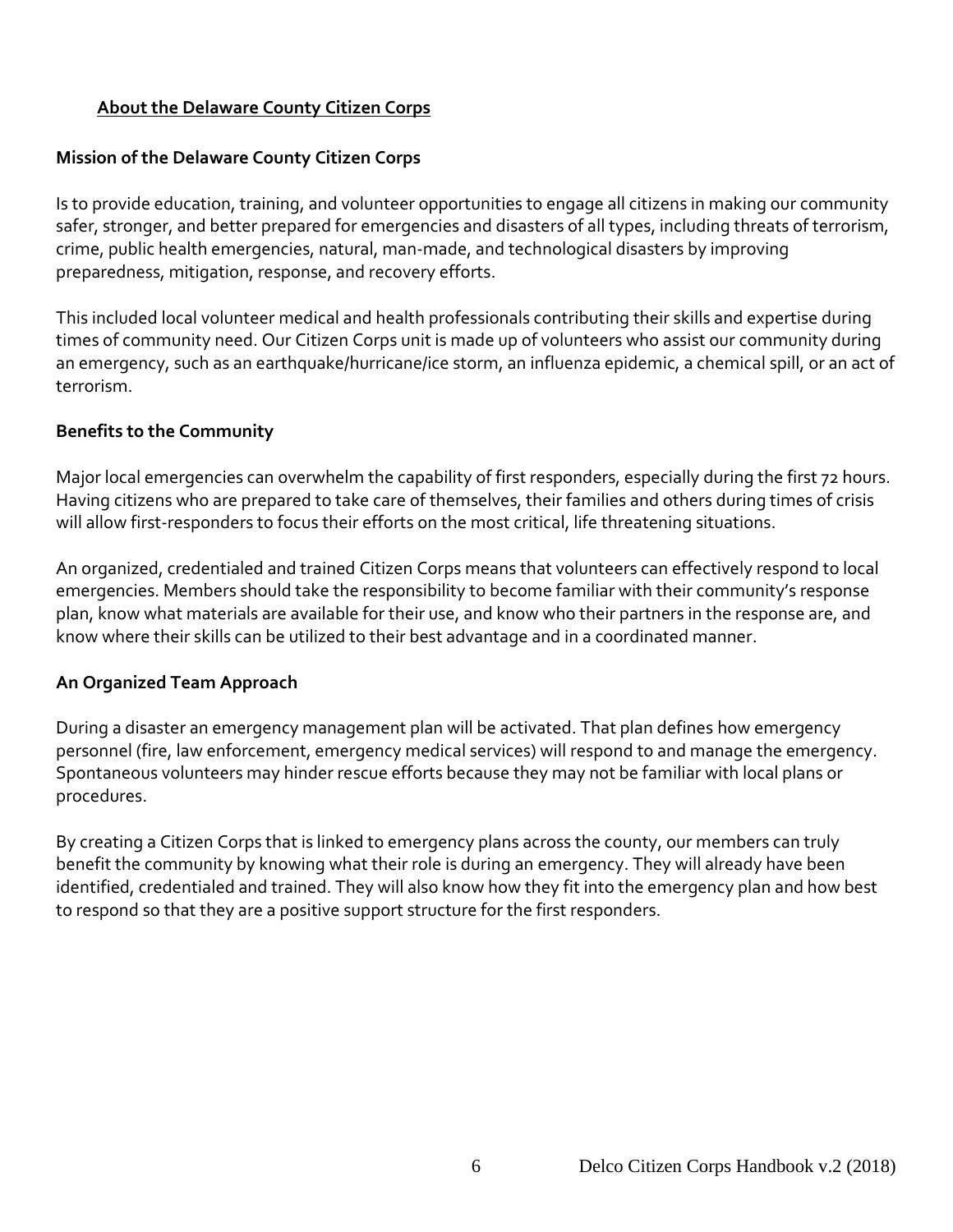## About the Delaware County Citizen Corps

### Mission of the Delaware County Citizen Corps

Is to provide education, training, and volunteer opportunities to engage all citizens in making our community safer, stronger, and better prepared for emergencies and disasters of all types, including threats of terrorism, crime, public health emergencies, natural, man-made, and technological disasters by improving preparedness, mitigation, response, and recovery efforts.

This included local volunteer medical and health professionals contributing their skills and expertise during times of community need. Our Citizen Corps unit is made up of volunteers who assist our community during an emergency, such as an earthquake/hurricane/ice storm, an influenza epidemic, a chemical spill, or an act of terrorism.

### Benefits to the Community

Major local emergencies can overwhelm the capability of first responders, especially during the first 72 hours. Having citizens who are prepared to take care of themselves, their families and others during times of crisis will allow first-responders to focus their efforts on the most critical, life threatening situations.

An organized, credentialed and trained Citizen Corps means that volunteers can effectively respond to local emergencies. Members should take the responsibility to become familiar with their community's response plan, know what materials are available for their use, and know who their partners in the response are, and know where their skills can be utilized to their best advantage and in a coordinated manner.

### An Organized Team Approach

During a disaster an emergency management plan will be activated. That plan defines how emergency personnel (fire, law enforcement, emergency medical services) will respond to and manage the emergency. Spontaneous volunteers may hinder rescue efforts because they may not be familiar with local plans or procedures.

By creating a Citizen Corps that is linked to emergency plans across the county, our members can truly benefit the community by knowing what their role is during an emergency. They will already have been identified, credentialed and trained. They will also know how they fit into the emergency plan and how best to respond so that they are a positive support structure for the first responders.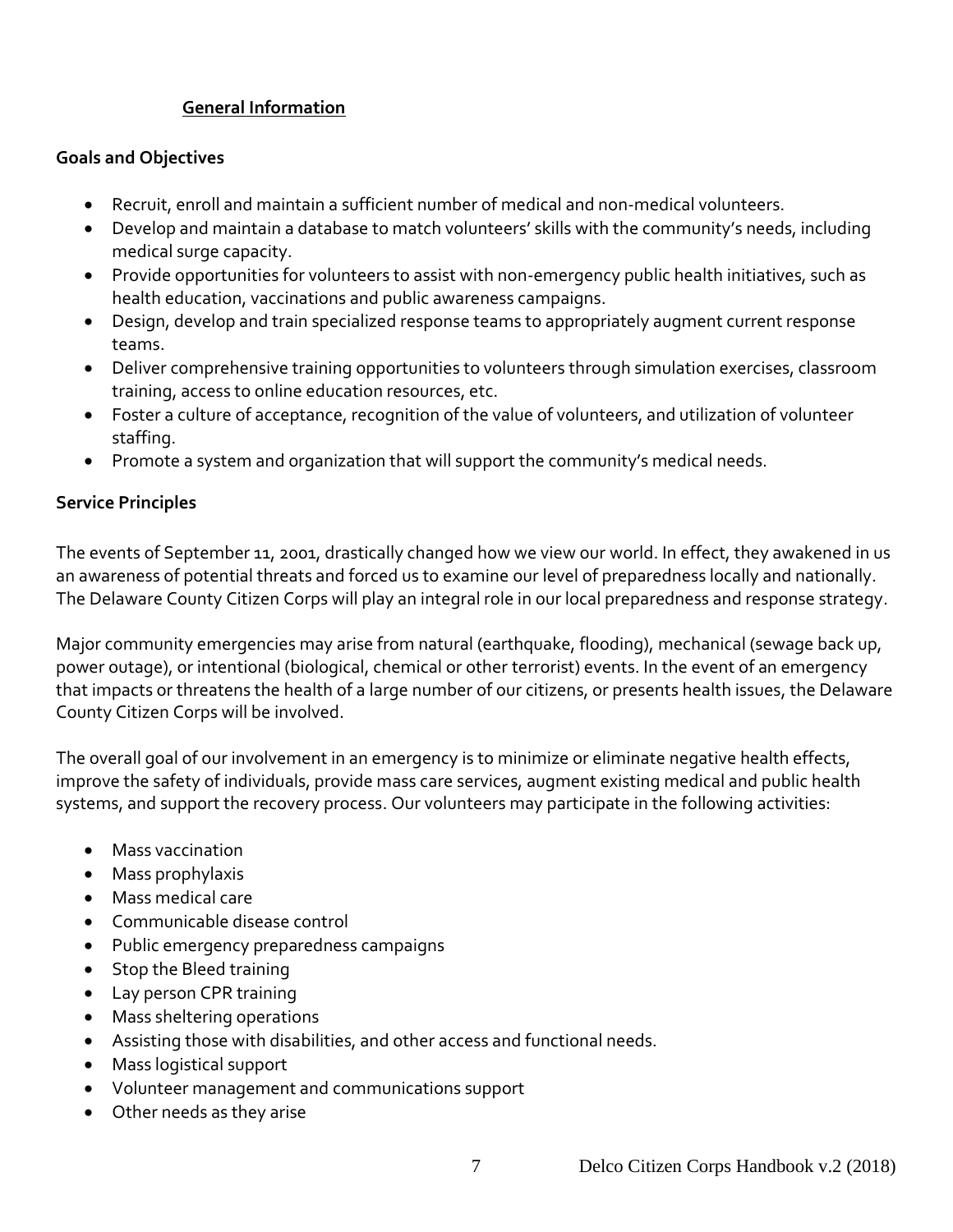## General Information

### Goals and Objectives

- Recruit, enroll and maintain a sufficient number of medical and non-medical volunteers.
- Develop and maintain a database to match volunteers' skills with the community's needs, including medical surge capacity.
- Provide opportunities for volunteers to assist with non-emergency public health initiatives, such as health education, vaccinations and public awareness campaigns.
- Design, develop and train specialized response teams to appropriately augment current response teams.
- Deliver comprehensive training opportunities to volunteers through simulation exercises, classroom training, access to online education resources, etc.
- Foster a culture of acceptance, recognition of the value of volunteers, and utilization of volunteer staffing.
- Promote a system and organization that will support the community's medical needs.

### Service Principles

The events of September 11, 2001, drastically changed how we view our world. In effect, they awakened in us an awareness of potential threats and forced us to examine our level of preparedness locally and nationally. The Delaware County Citizen Corps will play an integral role in our local preparedness and response strategy.

Major community emergencies may arise from natural (earthquake, flooding), mechanical (sewage back up, power outage), or intentional (biological, chemical or other terrorist) events. In the event of an emergency that impacts or threatens the health of a large number of our citizens, or presents health issues, the Delaware County Citizen Corps will be involved.

The overall goal of our involvement in an emergency is to minimize or eliminate negative health effects, improve the safety of individuals, provide mass care services, augment existing medical and public health systems, and support the recovery process. Our volunteers may participate in the following activities:

- Mass vaccination
- Mass prophylaxis
- Mass medical care
- Communicable disease control
- Public emergency preparedness campaigns
- Stop the Bleed training
- Lay person CPR training
- Mass sheltering operations
- Assisting those with disabilities, and other access and functional needs.
- Mass logistical support
- Volunteer management and communications support
- Other needs as they arise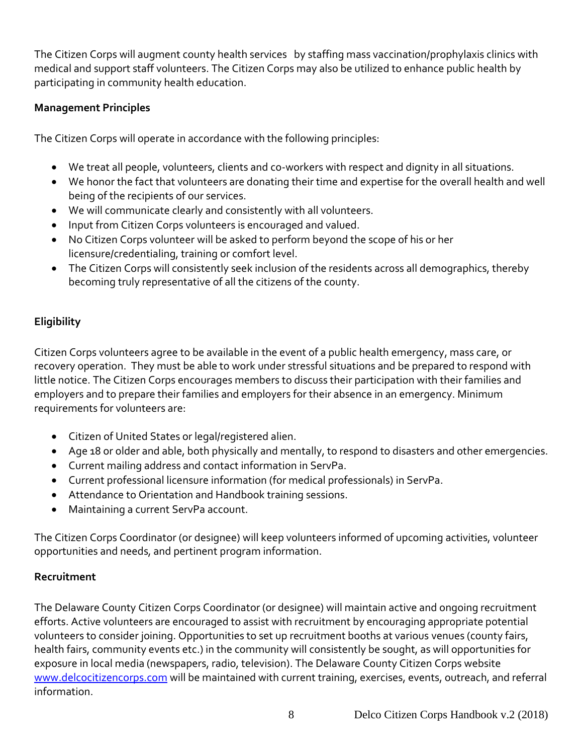The Citizen Corps will augment county health services by staffing mass vaccination/prophylaxis clinics with medical and support staff volunteers. The Citizen Corps may also be utilized to enhance public health by participating in community health education.

**Management Principles**

The Citizen Corps will operate in accordance with the following principles:

- We treat all people, volunteers, clients and co-workers with respect and dignity in all situations.
- We honor the fact that volunteers are donating their time and expertise for the overall health and well being of the recipients of our services.
- We will communicate clearly and consistently with all volunteers.
- Input from Citizen Corps volunteers is encouraged and valued.
- No Citizen Corps volunteer will be asked to perform beyond the scope of his or her licensure/credentialing, training or comfort level.
- The Citizen Corps will consistently seek inclusion of the residents across all demographics, thereby becoming truly representative of all the citizens of the county.

**Eligibility**

Citizen Corps volunteers agree to be available in the event of a public health emergency, mass care, or recovery operation. They must be able to work under stressful situations and be prepared to respond with little notice. The Citizen Corps encourages members to discuss their participation with their families and employers and to prepare their families and employers for their absence in an emergency. Minimum requirements for volunteers are:

- Citizen of United States or legal/registered alien.
- Age 18 or older and able, both physically and mentally, to respond to disasters and other emergencies.
- Current mailing address and contact information in ServPa.
- Current professional licensure information (for medical professionals) in ServPa.
- Attendance to Orientation and Handbook training sessions.
- Maintaining a current ServPa account.

The Citizen Corps Coordinator (or designee) will keep volunteers informed of upcoming activities, volunteer opportunities and needs, and pertinent program information.

**Recruitment**

The Delaware County Citizen Corps Coordinator (or designee) will maintain active and ongoing recruitment efforts. Active volunteers are encouraged to assist with recruitment by encouraging appropriate potential volunteers to consider joining. Opportunities to set up recruitment booths at various venues (county fairs, health fairs, community events etc.) in the community will consistently be sought, as will opportunities for exposure in local media (newspapers, radio, television). The Delaware County Citizen Corps website [www.delcocitizencorps.com](http://www.delcocitizencorps.com) will be maintained with current training, exercises, events, outreach, and referral information.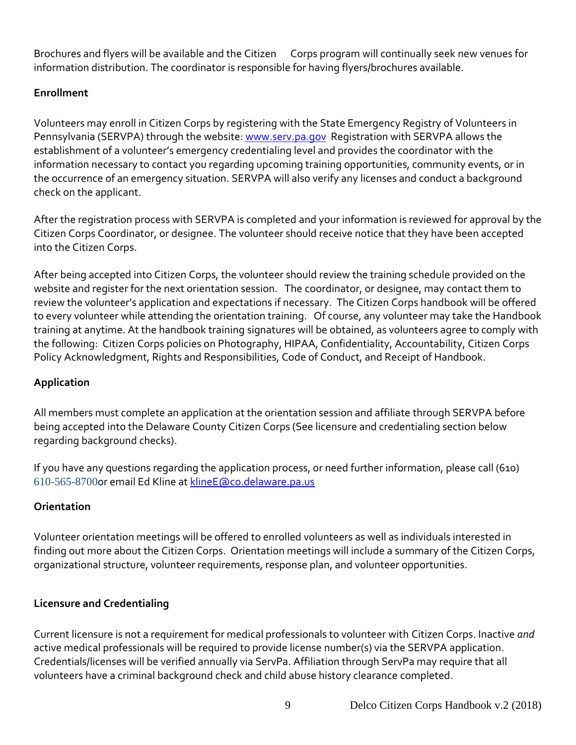Brochures and flyers will be available and the Citizen Corps program will continually seek new venues for information distribution. The coordinator is responsible for having flyers/brochures available.

**Enrollment**

Volunteers may enroll in Citizen Corps by registering with the State Emergency Registry of Volunteers in Pennsylvania (SERVPA) through the website: [www.serv.pa.gov](http://www.serv.pa.gov) Registration with SERVPA allows the establishment of a volunteer's emergency credentialing level and provides the coordinator with the information necessary to contact you regarding upcoming training opportunities, community events, or in the occurrence of an emergency situation. SERVPA will also verify any licenses and conduct a background check on the applicant.

After the registration process with SERVPA is completed and your information is reviewed for approval by the Citizen Corps Coordinator, or designee. The volunteer should receive notice that they have been accepted into the Citizen Corps.

After being accepted into Citizen Corps, the volunteer should review the training schedule provided on the website and register for the next orientation session. The coordinator, or designee, may contact them to review the volunteer's application and expectations if necessary. The Citizen Corps handbook will be offered to every volunteer while attending the orientation training. Of course, any volunteer may take the Handbook training at anytime. At the handbook training signatures will be obtained, as volunteers agree to comply with the following: Citizen Corps policies on Photography, HIPAA, Confidentiality, Accountability, Citizen Corps Policy Acknowledgment, Rights and Responsibilities, Code of Conduct, and Receipt of Handbook.

**Application**

All members must complete an application at the orientation session and affiliate through SERVPA before being accepted into the Delaware County Citizen Corps (See licensure and credentialing section below regarding background checks).

If you have any questions regarding the application process, or need further information, please call (610) 610-565-8700or email Ed Kline at [klineE@co.delaware.pa.us](mailto:klineE@co.delaware.pa.us)

**Orientation**

Volunteer orientation meetings will be offered to enrolled volunteers as well as individuals interested in finding out more about the Citizen Corps. Orientation meetings will include a summary of the Citizen Corps, organizational structure, volunteer requirements, response plan, and volunteer opportunities.

**Licensure and Credentialing**

Current licensure is not a requirement for medical professionals to volunteer with Citizen Corps. Inactive *and* active medical professionals will be required to provide license number(s) via the SERVPA application. Credentials/licenses will be verified annually via ServPa. Affiliation through ServPa may require that all volunteers have a criminal background check and child abuse history clearance completed.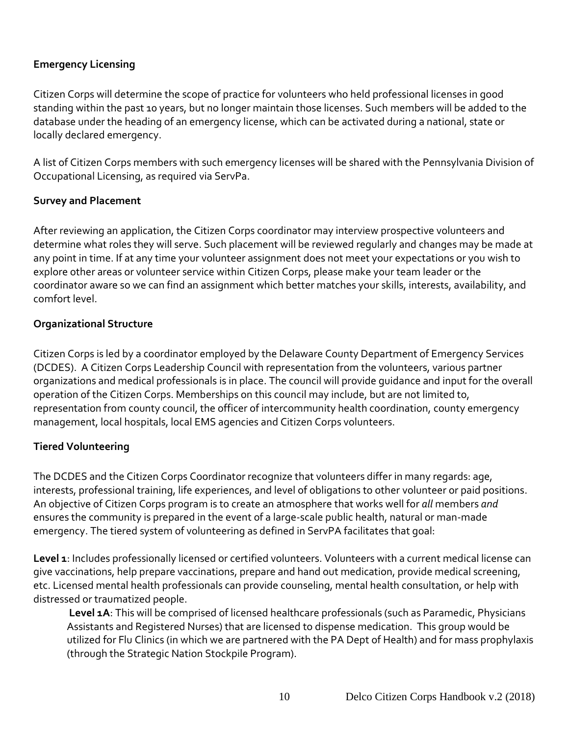**Emergency Licensing**

Citizen Corps will determine the scope of practice for volunteers who held professional licenses in good standing within the past 10 years, but no longer maintain those licenses. Such members will be added to the database under the heading of an emergency license, which can be activated during a national, state or locally declared emergency.

A list of Citizen Corps members with such emergency licenses will be shared with the Pennsylvania Division of Occupational Licensing, as required via ServPa.

**Survey and Placement**

After reviewing an application, the Citizen Corps coordinator may interview prospective volunteers and determine what roles they will serve. Such placement will be reviewed regularly and changes may be made at any point in time. If at any time your volunteer assignment does not meet your expectations or you wish to explore other areas or volunteer service within Citizen Corps, please make your team leader or the coordinator aware so we can find an assignment which better matches your skills, interests, availability, and comfort level.

**Organizational Structure**

Citizen Corps is led by a coordinator employed by the Delaware County Department of Emergency Services (DCDES). A Citizen Corps Leadership Council with representation from the volunteers, various partner organizations and medical professionals is in place. The council will provide guidance and input for the overall operation of the Citizen Corps. Memberships on this council may include, but are not limited to, representation from county council, the officer of intercommunity health coordination, county emergency management, local hospitals, local EMS agencies and Citizen Corps volunteers.

**Tiered Volunteering**

The DCDES and the Citizen Corps Coordinator recognize that volunteers differ in many regards: age, interests, professional training, life experiences, and level of obligations to other volunteer or paid positions. An objective of Citizen Corps program is to create an atmosphere that works well for *all* members *and* ensures the community is prepared in the event of a large-scale public health, natural or man-made emergency. The tiered system of volunteering as defined in ServPA facilitates that goal:

**Level 1**: Includes professionally licensed or certified volunteers. Volunteers with a current medical license can give vaccinations, help prepare vaccinations, prepare and hand out medication, provide medical screening, etc. Licensed mental health professionals can provide counseling, mental health consultation, or help with distressed or traumatized people.

> **Level 1A**: This will be comprised of licensed healthcare professionals (such as Paramedic, Physicians Assistants and Registered Nurses) that are licensed to dispense medication. This group would be utilized for Flu Clinics (in which we are partnered with the PA Dept of Health) and for mass prophylaxis (through the Strategic Nation Stockpile Program).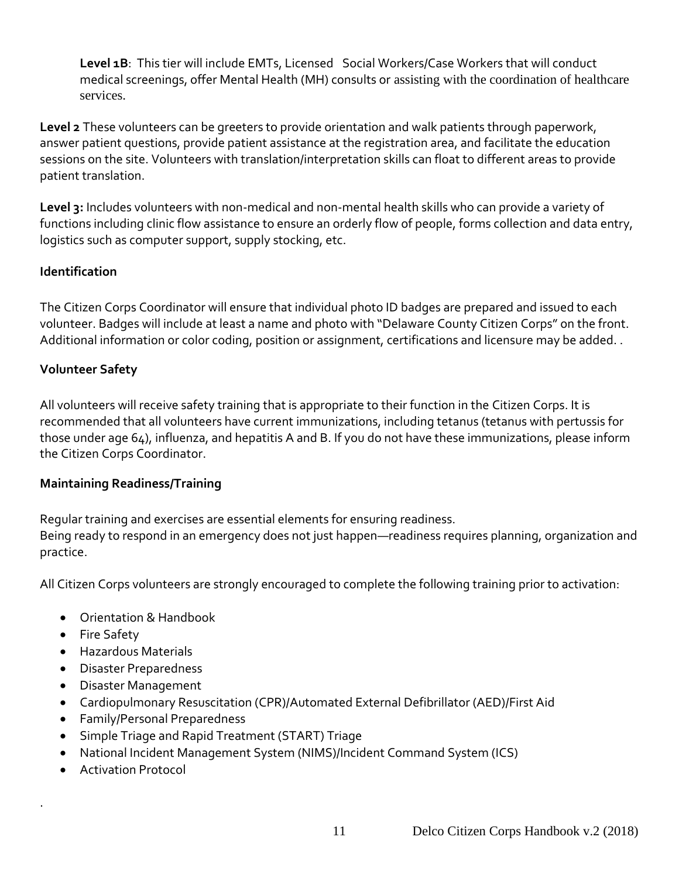**Level 1B**: This tier will include EMTs, Licensed Social Workers/Case Workers that will conduct medical screenings, offer Mental Health (MH) consults or assisting with the coordination of healthcare services.

**Level 2** These volunteers can be greeters to provide orientation and walk patients through paperwork, answer patient questions, provide patient assistance at the registration area, and facilitate the education sessions on the site. Volunteers with translation/interpretation skills can float to different areas to provide patient translation.

**Level 3:** Includes volunteers with non-medical and non-mental health skills who can provide a variety of functions including clinic flow assistance to ensure an orderly flow of people, forms collection and data entry, logistics such as computer support, supply stocking, etc.

**Identification**

The Citizen Corps Coordinator will ensure that individual photo ID badges are prepared and issued to each volunteer. Badges will include at least a name and photo with "Delaware County Citizen Corps" on the front. Additional information or color coding, position or assignment, certifications and licensure may be added. .

**Volunteer Safety**

All volunteers will receive safety training that is appropriate to their function in the Citizen Corps. It is recommended that all volunteers have current immunizations, including tetanus (tetanus with pertussis for those under age 64), influenza, and hepatitis A and B. If you do not have these immunizations, please inform the Citizen Corps Coordinator.

**Maintaining Readiness/Training**

Regular training and exercises are essential elements for ensuring readiness.
Being ready to respond in an emergency does not just happen—readiness requires planning, organization and practice.

All Citizen Corps volunteers are strongly encouraged to complete the following training prior to activation:

- Orientation & Handbook
- Fire Safety
- Hazardous Materials
- Disaster Preparedness
- Disaster Management
- Cardiopulmonary Resuscitation (CPR)/Automated External Defibrillator (AED)/First Aid
- Family/Personal Preparedness
- Simple Triage and Rapid Treatment (START) Triage
- National Incident Management System (NIMS)/Incident Command System (ICS)
- Activation Protocol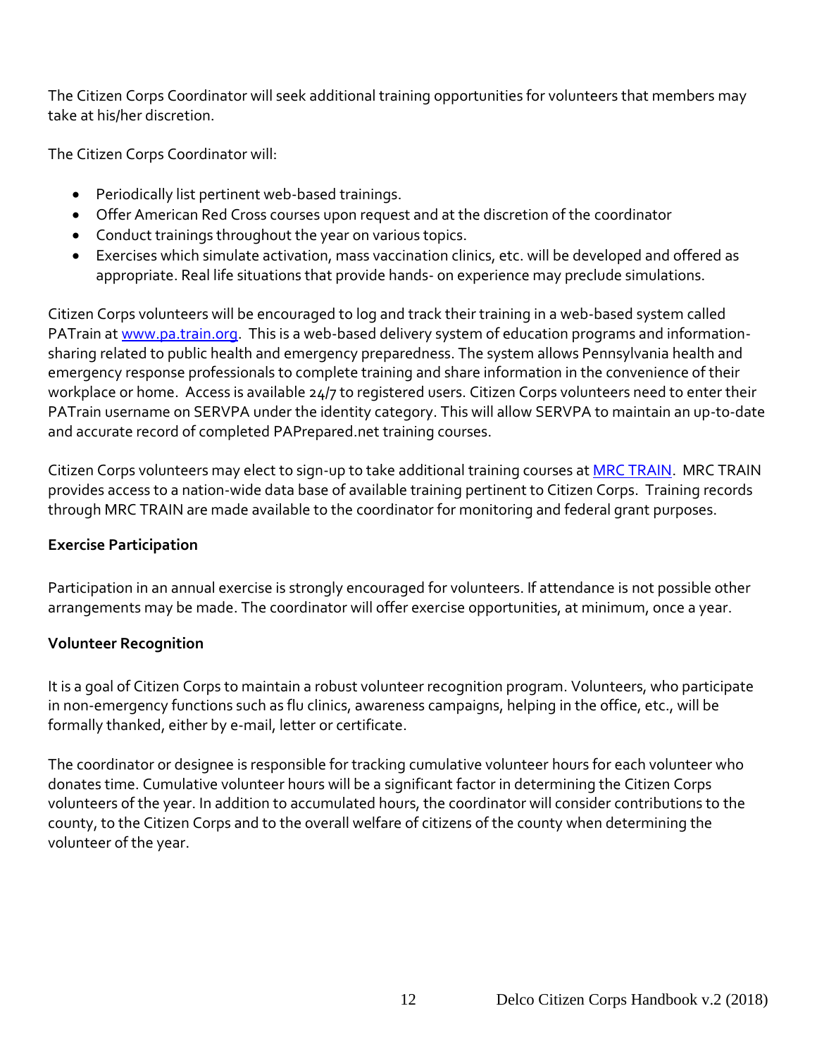The Citizen Corps Coordinator will seek additional training opportunities for volunteers that members may take at his/her discretion.

The Citizen Corps Coordinator will:

- Periodically list pertinent web-based trainings.
- Offer American Red Cross courses upon request and at the discretion of the coordinator
- Conduct trainings throughout the year on various topics.
- Exercises which simulate activation, mass vaccination clinics, etc. will be developed and offered as appropriate. Real life situations that provide hands- on experience may preclude simulations.

Citizen Corps volunteers will be encouraged to log and track their training in a web-based system called PATrain at [www.pa.train.org](www.pa.train.org). This is a web-based delivery system of education programs and information-sharing related to public health and emergency preparedness. The system allows Pennsylvania health and emergency response professionals to complete training and share information in the convenience of their workplace or home. Access is available 24/7 to registered users. Citizen Corps volunteers need to enter their PATrain username on SERVPA under the identity category. This will allow SERVPA to maintain an up-to-date and accurate record of completed PAPrepared.net training courses.

Citizen Corps volunteers may elect to sign-up to take additional training courses at MRC TRAIN. MRC TRAIN provides access to a nation-wide data base of available training pertinent to Citizen Corps. Training records through MRC TRAIN are made available to the coordinator for monitoring and federal grant purposes.

**Exercise Participation**

Participation in an annual exercise is strongly encouraged for volunteers. If attendance is not possible other arrangements may be made. The coordinator will offer exercise opportunities, at minimum, once a year.

**Volunteer Recognition**

It is a goal of Citizen Corps to maintain a robust volunteer recognition program. Volunteers, who participate in non-emergency functions such as flu clinics, awareness campaigns, helping in the office, etc., will be formally thanked, either by e-mail, letter or certificate.

The coordinator or designee is responsible for tracking cumulative volunteer hours for each volunteer who donates time. Cumulative volunteer hours will be a significant factor in determining the Citizen Corps volunteers of the year. In addition to accumulated hours, the coordinator will consider contributions to the county, to the Citizen Corps and to the overall welfare of citizens of the county when determining the volunteer of the year.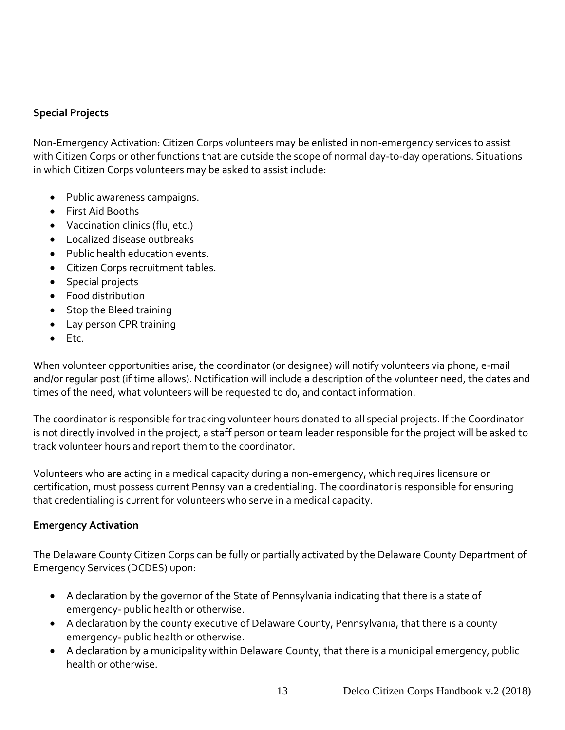**Special Projects**

Non-Emergency Activation: Citizen Corps volunteers may be enlisted in non-emergency services to assist with Citizen Corps or other functions that are outside the scope of normal day-to-day operations. Situations in which Citizen Corps volunteers may be asked to assist include:

- Public awareness campaigns.
- First Aid Booths
- Vaccination clinics (flu, etc.)
- Localized disease outbreaks
- Public health education events.
- Citizen Corps recruitment tables.
- Special projects
- Food distribution
- Stop the Bleed training
- Lay person CPR training
- Etc.

When volunteer opportunities arise, the coordinator (or designee) will notify volunteers via phone, e-mail and/or regular post (if time allows). Notification will include a description of the volunteer need, the dates and times of the need, what volunteers will be requested to do, and contact information.

The coordinator is responsible for tracking volunteer hours donated to all special projects. If the Coordinator is not directly involved in the project, a staff person or team leader responsible for the project will be asked to track volunteer hours and report them to the coordinator.

Volunteers who are acting in a medical capacity during a non-emergency, which requires licensure or certification, must possess current Pennsylvania credentialing. The coordinator is responsible for ensuring that credentialing is current for volunteers who serve in a medical capacity.

**Emergency Activation**

The Delaware County Citizen Corps can be fully or partially activated by the Delaware County Department of Emergency Services (DCDES) upon:

- A declaration by the governor of the State of Pennsylvania indicating that there is a state of emergency- public health or otherwise.
- A declaration by the county executive of Delaware County, Pennsylvania, that there is a county emergency- public health or otherwise.
- A declaration by a municipality within Delaware County, that there is a municipal emergency, public health or otherwise.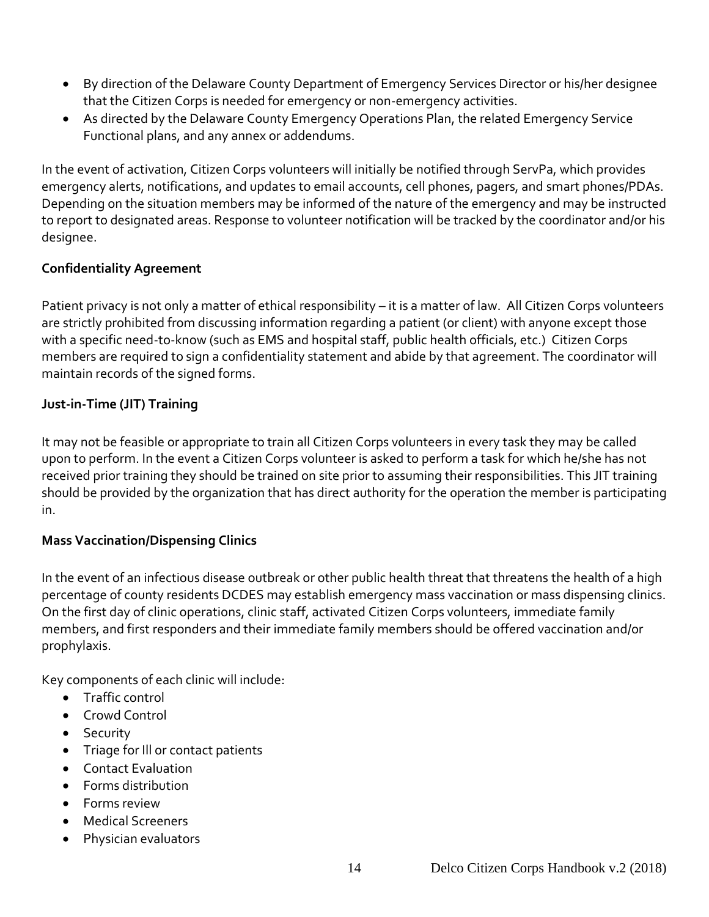- By direction of the Delaware County Department of Emergency Services Director or his/her designee that the Citizen Corps is needed for emergency or non-emergency activities.
- As directed by the Delaware County Emergency Operations Plan, the related Emergency Service Functional plans, and any annex or addendums.

In the event of activation, Citizen Corps volunteers will initially be notified through ServPa, which provides emergency alerts, notifications, and updates to email accounts, cell phones, pagers, and smart phones/PDAs. Depending on the situation members may be informed of the nature of the emergency and may be instructed to report to designated areas. Response to volunteer notification will be tracked by the coordinator and/or his designee.

**Confidentiality Agreement**

Patient privacy is not only a matter of ethical responsibility – it is a matter of law. All Citizen Corps volunteers are strictly prohibited from discussing information regarding a patient (or client) with anyone except those with a specific need-to-know (such as EMS and hospital staff, public health officials, etc.) Citizen Corps members are required to sign a confidentiality statement and abide by that agreement. The coordinator will maintain records of the signed forms.

**Just-in-Time (JIT) Training**

It may not be feasible or appropriate to train all Citizen Corps volunteers in every task they may be called upon to perform. In the event a Citizen Corps volunteer is asked to perform a task for which he/she has not received prior training they should be trained on site prior to assuming their responsibilities. This JIT training should be provided by the organization that has direct authority for the operation the member is participating in.

**Mass Vaccination/Dispensing Clinics**

In the event of an infectious disease outbreak or other public health threat that threatens the health of a high percentage of county residents DCDES may establish emergency mass vaccination or mass dispensing clinics. On the first day of clinic operations, clinic staff, activated Citizen Corps volunteers, immediate family members, and first responders and their immediate family members should be offered vaccination and/or prophylaxis.

Key components of each clinic will include:

- Traffic control
- Crowd Control
- Security
- Triage for Ill or contact patients
- Contact Evaluation
- Forms distribution
- Forms review
- Medical Screeners
- Physician evaluators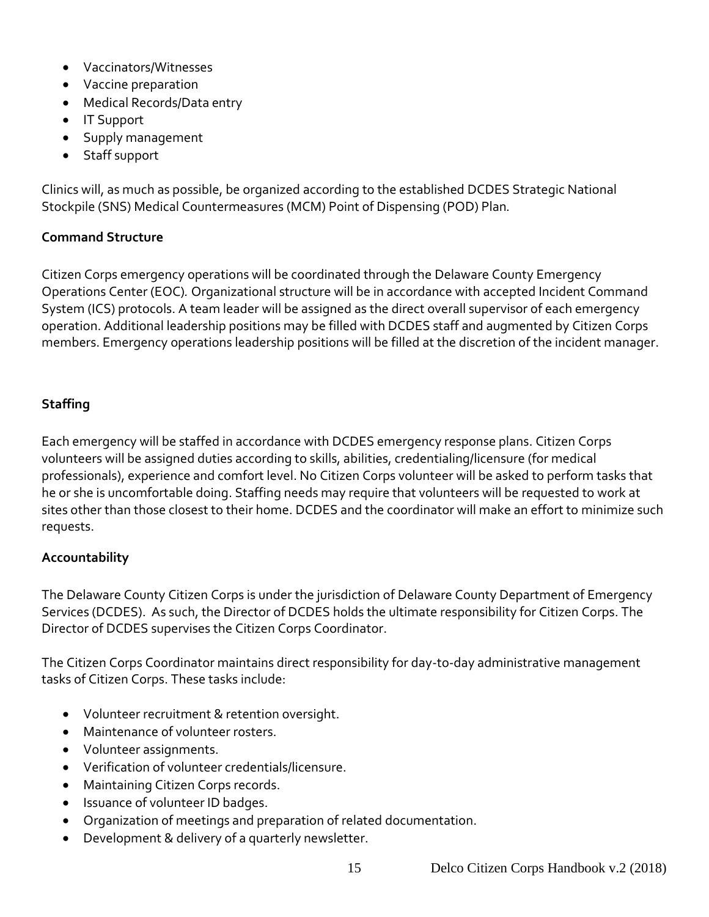- Vaccinators/Witnesses
- Vaccine preparation
- Medical Records/Data entry
- IT Support
- Supply management
- Staff support

Clinics will, as much as possible, be organized according to the established DCDES Strategic National Stockpile (SNS) Medical Countermeasures (MCM) Point of Dispensing (POD) Plan.

**Command Structure**

Citizen Corps emergency operations will be coordinated through the Delaware County Emergency Operations Center (EOC). Organizational structure will be in accordance with accepted Incident Command System (ICS) protocols. A team leader will be assigned as the direct overall supervisor of each emergency operation. Additional leadership positions may be filled with DCDES staff and augmented by Citizen Corps members. Emergency operations leadership positions will be filled at the discretion of the incident manager.

**Staffing**

Each emergency will be staffed in accordance with DCDES emergency response plans. Citizen Corps volunteers will be assigned duties according to skills, abilities, credentialing/licensure (for medical professionals), experience and comfort level. No Citizen Corps volunteer will be asked to perform tasks that he or she is uncomfortable doing. Staffing needs may require that volunteers will be requested to work at sites other than those closest to their home. DCDES and the coordinator will make an effort to minimize such requests.

**Accountability**

The Delaware County Citizen Corps is under the jurisdiction of Delaware County Department of Emergency Services (DCDES). As such, the Director of DCDES holds the ultimate responsibility for Citizen Corps. The Director of DCDES supervises the Citizen Corps Coordinator.

The Citizen Corps Coordinator maintains direct responsibility for day-to-day administrative management tasks of Citizen Corps. These tasks include:

- Volunteer recruitment & retention oversight.
- Maintenance of volunteer rosters.
- Volunteer assignments.
- Verification of volunteer credentials/licensure.
- Maintaining Citizen Corps records.
- Issuance of volunteer ID badges.
- Organization of meetings and preparation of related documentation.
- Development & delivery of a quarterly newsletter.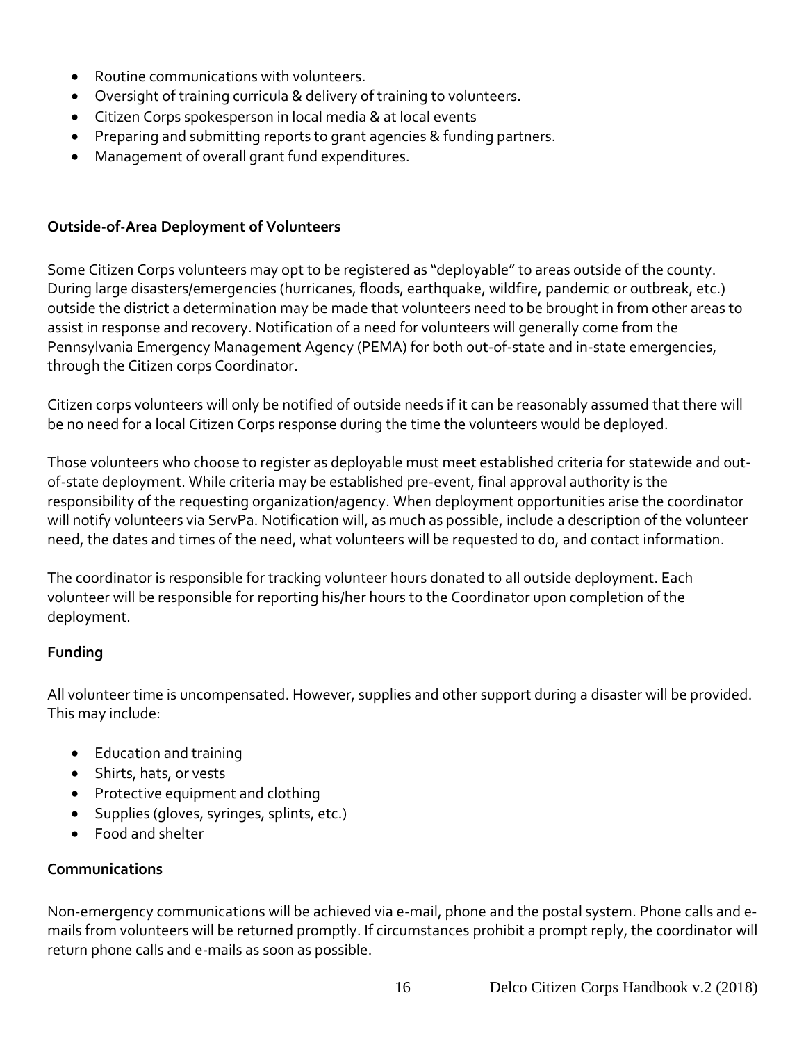- Routine communications with volunteers.
- Oversight of training curricula & delivery of training to volunteers.
- Citizen Corps spokesperson in local media & at local events
- Preparing and submitting reports to grant agencies & funding partners.
- Management of overall grant fund expenditures.

**Outside-of-Area Deployment of Volunteers**

Some Citizen Corps volunteers may opt to be registered as "deployable" to areas outside of the county. During large disasters/emergencies (hurricanes, floods, earthquake, wildfire, pandemic or outbreak, etc.) outside the district a determination may be made that volunteers need to be brought in from other areas to assist in response and recovery. Notification of a need for volunteers will generally come from the Pennsylvania Emergency Management Agency (PEMA) for both out-of-state and in-state emergencies, through the Citizen corps Coordinator.

Citizen corps volunteers will only be notified of outside needs if it can be reasonably assumed that there will be no need for a local Citizen Corps response during the time the volunteers would be deployed.

Those volunteers who choose to register as deployable must meet established criteria for statewide and out-of-state deployment. While criteria may be established pre-event, final approval authority is the responsibility of the requesting organization/agency. When deployment opportunities arise the coordinator will notify volunteers via ServPa. Notification will, as much as possible, include a description of the volunteer need, the dates and times of the need, what volunteers will be requested to do, and contact information.

The coordinator is responsible for tracking volunteer hours donated to all outside deployment. Each volunteer will be responsible for reporting his/her hours to the Coordinator upon completion of the deployment.

**Funding**

All volunteer time is uncompensated. However, supplies and other support during a disaster will be provided. This may include:

- Education and training
- Shirts, hats, or vests
- Protective equipment and clothing
- Supplies (gloves, syringes, splints, etc.)
- Food and shelter

**Communications**

Non-emergency communications will be achieved via e-mail, phone and the postal system. Phone calls and e-mails from volunteers will be returned promptly. If circumstances prohibit a prompt reply, the coordinator will return phone calls and e-mails as soon as possible.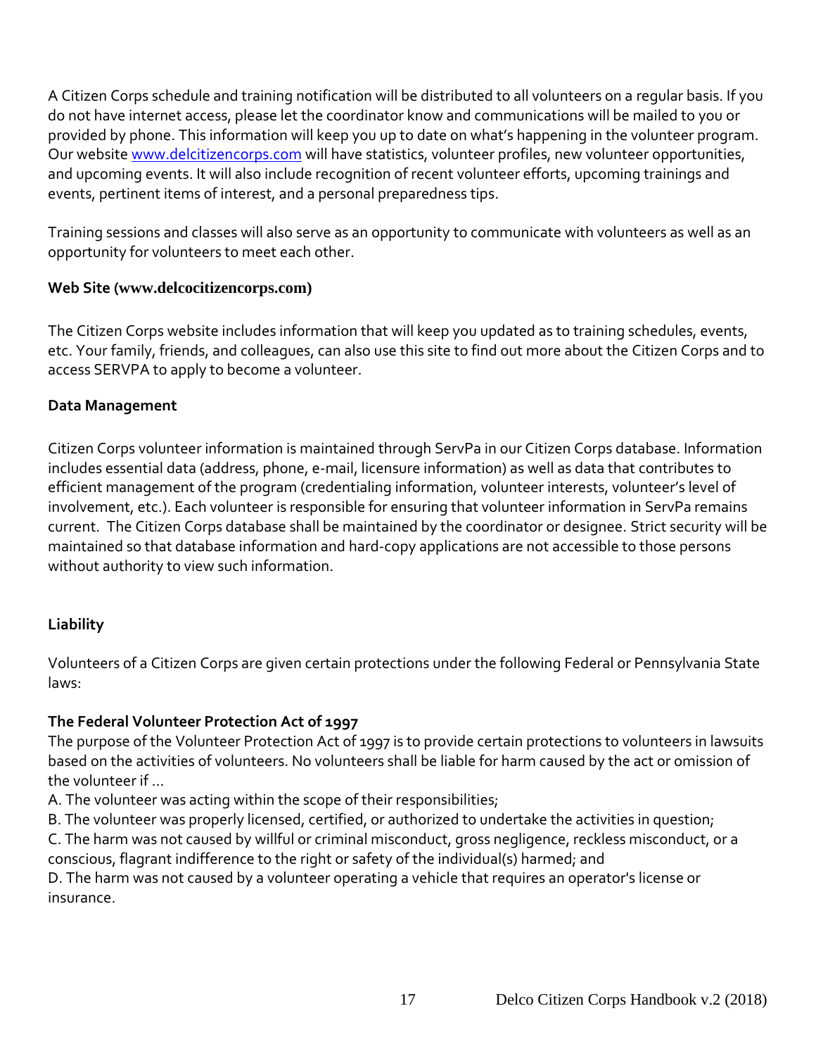A Citizen Corps schedule and training notification will be distributed to all volunteers on a regular basis. If you do not have internet access, please let the coordinator know and communications will be mailed to you or provided by phone. This information will keep you up to date on what's happening in the volunteer program. Our website [www.delcitizencorps.com](http://www.delcitizencorps.com) will have statistics, volunteer profiles, new volunteer opportunities, and upcoming events. It will also include recognition of recent volunteer efforts, upcoming trainings and events, pertinent items of interest, and a personal preparedness tips.

Training sessions and classes will also serve as an opportunity to communicate with volunteers as well as an opportunity for volunteers to meet each other.

**Web Site (www.delcocitizencorps.com)**

The Citizen Corps website includes information that will keep you updated as to training schedules, events, etc. Your family, friends, and colleagues, can also use this site to find out more about the Citizen Corps and to access SERVPA to apply to become a volunteer.

**Data Management**

Citizen Corps volunteer information is maintained through ServPa in our Citizen Corps database. Information includes essential data (address, phone, e-mail, licensure information) as well as data that contributes to efficient management of the program (credentialing information, volunteer interests, volunteer's level of involvement, etc.). Each volunteer is responsible for ensuring that volunteer information in ServPa remains current. The Citizen Corps database shall be maintained by the coordinator or designee. Strict security will be maintained so that database information and hard-copy applications are not accessible to those persons without authority to view such information.

**Liability**

Volunteers of a Citizen Corps are given certain protections under the following Federal or Pennsylvania State laws:

**The Federal Volunteer Protection Act of 1997**
The purpose of the Volunteer Protection Act of 1997 is to provide certain protections to volunteers in lawsuits based on the activities of volunteers. No volunteers shall be liable for harm caused by the act or omission of the volunteer if ...

A. The volunteer was acting within the scope of their responsibilities;
B. The volunteer was properly licensed, certified, or authorized to undertake the activities in question;
C. The harm was not caused by willful or criminal misconduct, gross negligence, reckless misconduct, or a conscious, flagrant indifference to the right or safety of the individual(s) harmed; and
D. The harm was not caused by a volunteer operating a vehicle that requires an operator's license or insurance.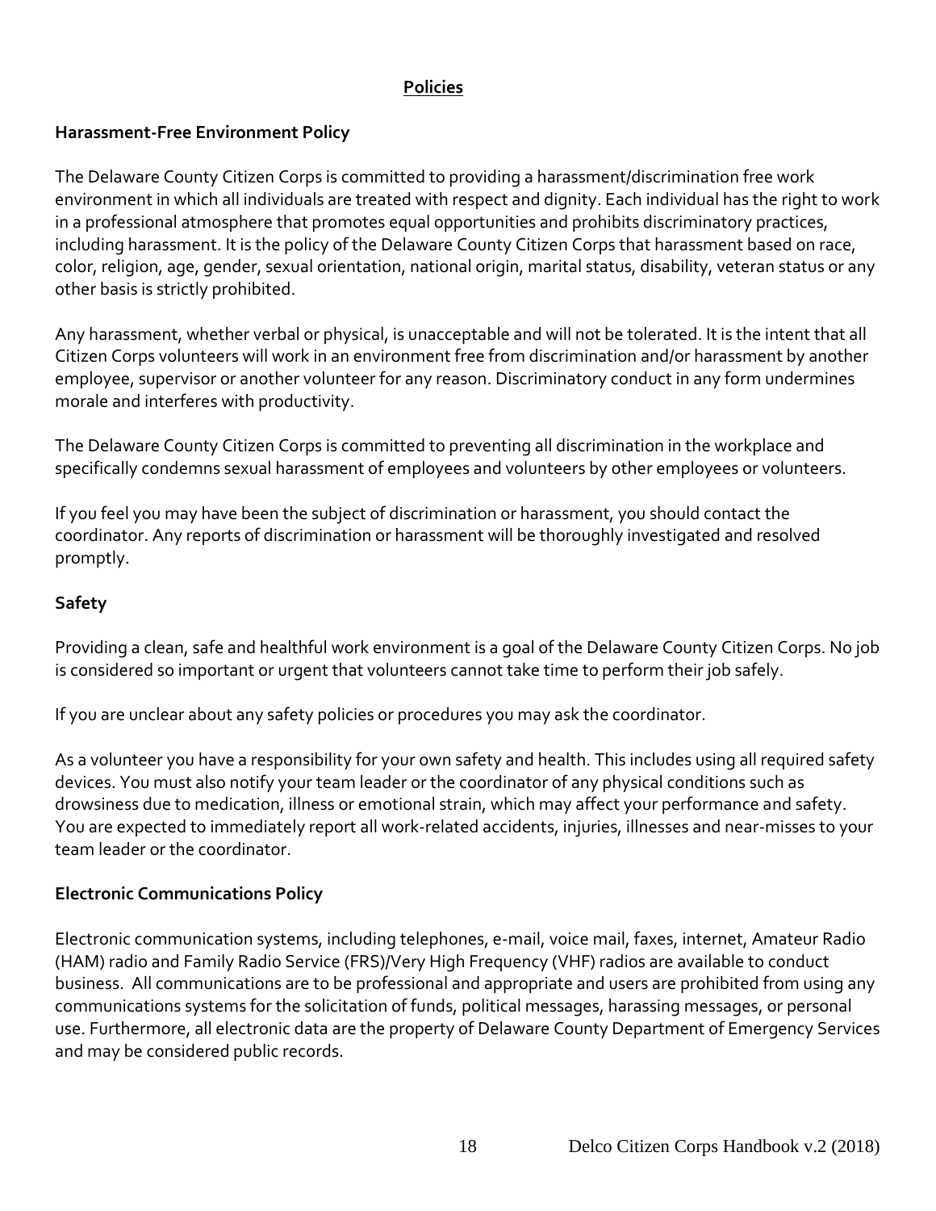## Policies

### Harassment-Free Environment Policy

The Delaware County Citizen Corps is committed to providing a harassment/discrimination free work environment in which all individuals are treated with respect and dignity. Each individual has the right to work in a professional atmosphere that promotes equal opportunities and prohibits discriminatory practices, including harassment. It is the policy of the Delaware County Citizen Corps that harassment based on race, color, religion, age, gender, sexual orientation, national origin, marital status, disability, veteran status or any other basis is strictly prohibited.

Any harassment, whether verbal or physical, is unacceptable and will not be tolerated. It is the intent that all Citizen Corps volunteers will work in an environment free from discrimination and/or harassment by another employee, supervisor or another volunteer for any reason. Discriminatory conduct in any form undermines morale and interferes with productivity.

The Delaware County Citizen Corps is committed to preventing all discrimination in the workplace and specifically condemns sexual harassment of employees and volunteers by other employees or volunteers.

If you feel you may have been the subject of discrimination or harassment, you should contact the coordinator. Any reports of discrimination or harassment will be thoroughly investigated and resolved promptly.

### Safety

Providing a clean, safe and healthful work environment is a goal of the Delaware County Citizen Corps. No job is considered so important or urgent that volunteers cannot take time to perform their job safely.

If you are unclear about any safety policies or procedures you may ask the coordinator.

As a volunteer you have a responsibility for your own safety and health. This includes using all required safety devices. You must also notify your team leader or the coordinator of any physical conditions such as drowsiness due to medication, illness or emotional strain, which may affect your performance and safety. You are expected to immediately report all work-related accidents, injuries, illnesses and near-misses to your team leader or the coordinator.

### Electronic Communications Policy

Electronic communication systems, including telephones, e-mail, voice mail, faxes, internet, Amateur Radio (HAM) radio and Family Radio Service (FRS)/Very High Frequency (VHF) radios are available to conduct business. All communications are to be professional and appropriate and users are prohibited from using any communications systems for the solicitation of funds, political messages, harassing messages, or personal use. Furthermore, all electronic data are the property of Delaware County Department of Emergency Services and may be considered public records.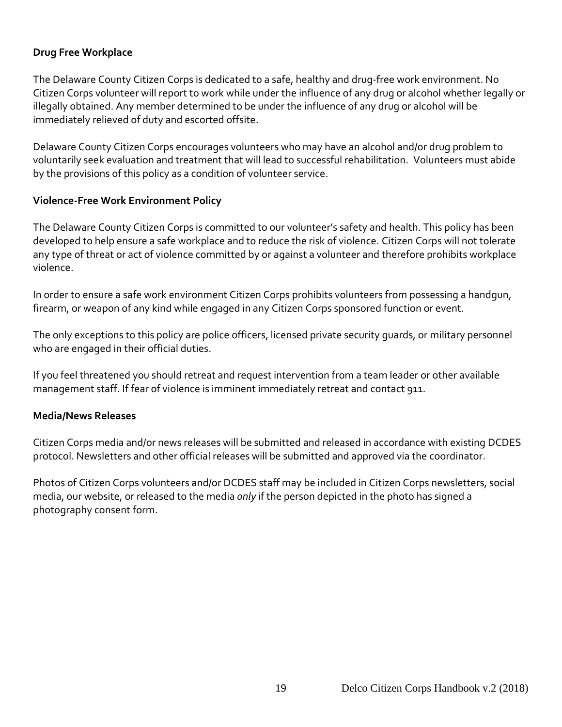**Drug Free Workplace**

The Delaware County Citizen Corps is dedicated to a safe, healthy and drug-free work environment. No Citizen Corps volunteer will report to work while under the influence of any drug or alcohol whether legally or illegally obtained. Any member determined to be under the influence of any drug or alcohol will be immediately relieved of duty and escorted offsite.

Delaware County Citizen Corps encourages volunteers who may have an alcohol and/or drug problem to voluntarily seek evaluation and treatment that will lead to successful rehabilitation. Volunteers must abide by the provisions of this policy as a condition of volunteer service.

**Violence-Free Work Environment Policy**

The Delaware County Citizen Corps is committed to our volunteer's safety and health. This policy has been developed to help ensure a safe workplace and to reduce the risk of violence. Citizen Corps will not tolerate any type of threat or act of violence committed by or against a volunteer and therefore prohibits workplace violence.

In order to ensure a safe work environment Citizen Corps prohibits volunteers from possessing a handgun, firearm, or weapon of any kind while engaged in any Citizen Corps sponsored function or event.

The only exceptions to this policy are police officers, licensed private security guards, or military personnel who are engaged in their official duties.

If you feel threatened you should retreat and request intervention from a team leader or other available management staff. If fear of violence is imminent immediately retreat and contact 911.

**Media/News Releases**

Citizen Corps media and/or news releases will be submitted and released in accordance with existing DCDES protocol. Newsletters and other official releases will be submitted and approved via the coordinator.

Photos of Citizen Corps volunteers and/or DCDES staff may be included in Citizen Corps newsletters, social media, our website, or released to the media *only* if the person depicted in the photo has signed a photography consent form.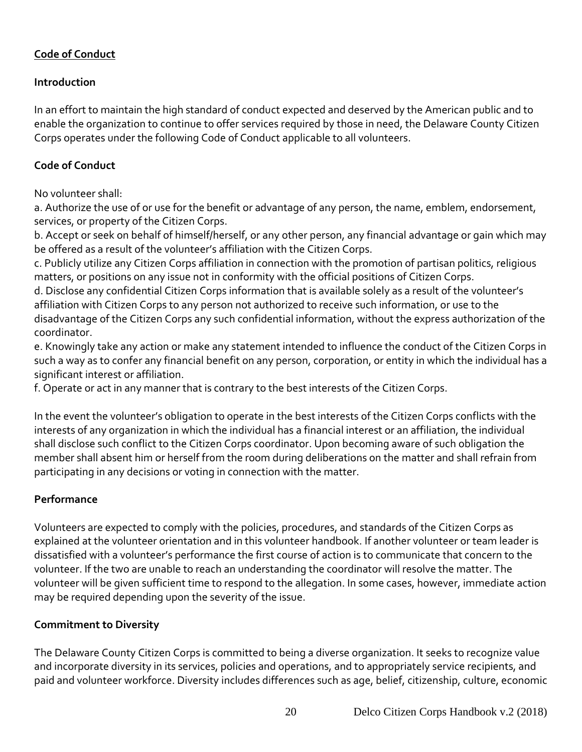## Code of Conduct

### Introduction

In an effort to maintain the high standard of conduct expected and deserved by the American public and to enable the organization to continue to offer services required by those in need, the Delaware County Citizen Corps operates under the following Code of Conduct applicable to all volunteers.

### Code of Conduct

No volunteer shall:

a. Authorize the use of or use for the benefit or advantage of any person, the name, emblem, endorsement, services, or property of the Citizen Corps.
b. Accept or seek on behalf of himself/herself, or any other person, any financial advantage or gain which may be offered as a result of the volunteer's affiliation with the Citizen Corps.
c. Publicly utilize any Citizen Corps affiliation in connection with the promotion of partisan politics, religious matters, or positions on any issue not in conformity with the official positions of Citizen Corps.
d. Disclose any confidential Citizen Corps information that is available solely as a result of the volunteer's affiliation with Citizen Corps to any person not authorized to receive such information, or use to the disadvantage of the Citizen Corps any such confidential information, without the express authorization of the coordinator.
e. Knowingly take any action or make any statement intended to influence the conduct of the Citizen Corps in such a way as to confer any financial benefit on any person, corporation, or entity in which the individual has a significant interest or affiliation.
f. Operate or act in any manner that is contrary to the best interests of the Citizen Corps.

In the event the volunteer's obligation to operate in the best interests of the Citizen Corps conflicts with the interests of any organization in which the individual has a financial interest or an affiliation, the individual shall disclose such conflict to the Citizen Corps coordinator. Upon becoming aware of such obligation the member shall absent him or herself from the room during deliberations on the matter and shall refrain from participating in any decisions or voting in connection with the matter.

### Performance

Volunteers are expected to comply with the policies, procedures, and standards of the Citizen Corps as explained at the volunteer orientation and in this volunteer handbook. If another volunteer or team leader is dissatisfied with a volunteer's performance the first course of action is to communicate that concern to the volunteer. If the two are unable to reach an understanding the coordinator will resolve the matter. The volunteer will be given sufficient time to respond to the allegation. In some cases, however, immediate action may be required depending upon the severity of the issue.

### Commitment to Diversity

The Delaware County Citizen Corps is committed to being a diverse organization. It seeks to recognize value and incorporate diversity in its services, policies and operations, and to appropriately service recipients, and paid and volunteer workforce. Diversity includes differences such as age, belief, citizenship, culture, economic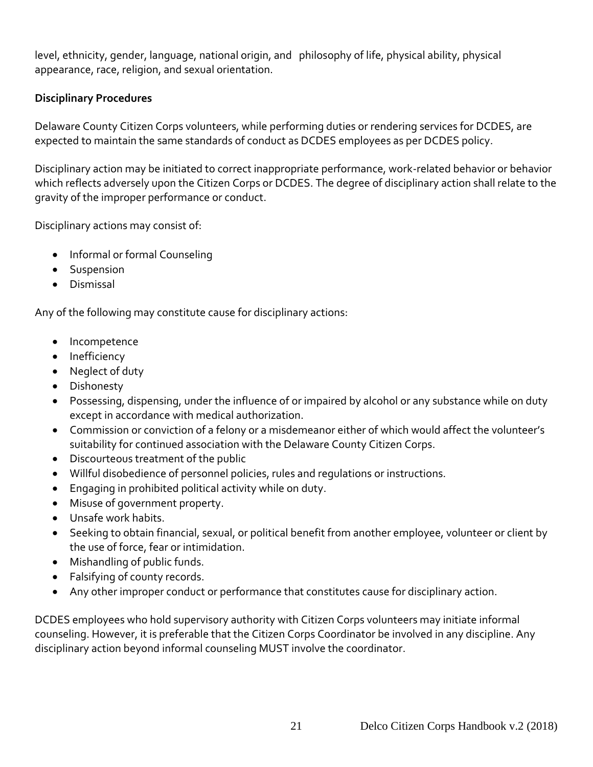level, ethnicity, gender, language, national origin, and  philosophy of life, physical ability, physical appearance, race, religion, and sexual orientation.

**Disciplinary Procedures**

Delaware County Citizen Corps volunteers, while performing duties or rendering services for DCDES, are expected to maintain the same standards of conduct as DCDES employees as per DCDES policy.

Disciplinary action may be initiated to correct inappropriate performance, work-related behavior or behavior which reflects adversely upon the Citizen Corps or DCDES. The degree of disciplinary action shall relate to the gravity of the improper performance or conduct.

Disciplinary actions may consist of:

- Informal or formal Counseling
- Suspension
- Dismissal

Any of the following may constitute cause for disciplinary actions:

- Incompetence
- Inefficiency
- Neglect of duty
- Dishonesty
- Possessing, dispensing, under the influence of or impaired by alcohol or any substance while on duty except in accordance with medical authorization.
- Commission or conviction of a felony or a misdemeanor either of which would affect the volunteer's suitability for continued association with the Delaware County Citizen Corps.
- Discourteous treatment of the public
- Willful disobedience of personnel policies, rules and regulations or instructions.
- Engaging in prohibited political activity while on duty.
- Misuse of government property.
- Unsafe work habits.
- Seeking to obtain financial, sexual, or political benefit from another employee, volunteer or client by the use of force, fear or intimidation.
- Mishandling of public funds.
- Falsifying of county records.
- Any other improper conduct or performance that constitutes cause for disciplinary action.

DCDES employees who hold supervisory authority with Citizen Corps volunteers may initiate informal counseling. However, it is preferable that the Citizen Corps Coordinator be involved in any discipline. Any disciplinary action beyond informal counseling MUST involve the coordinator.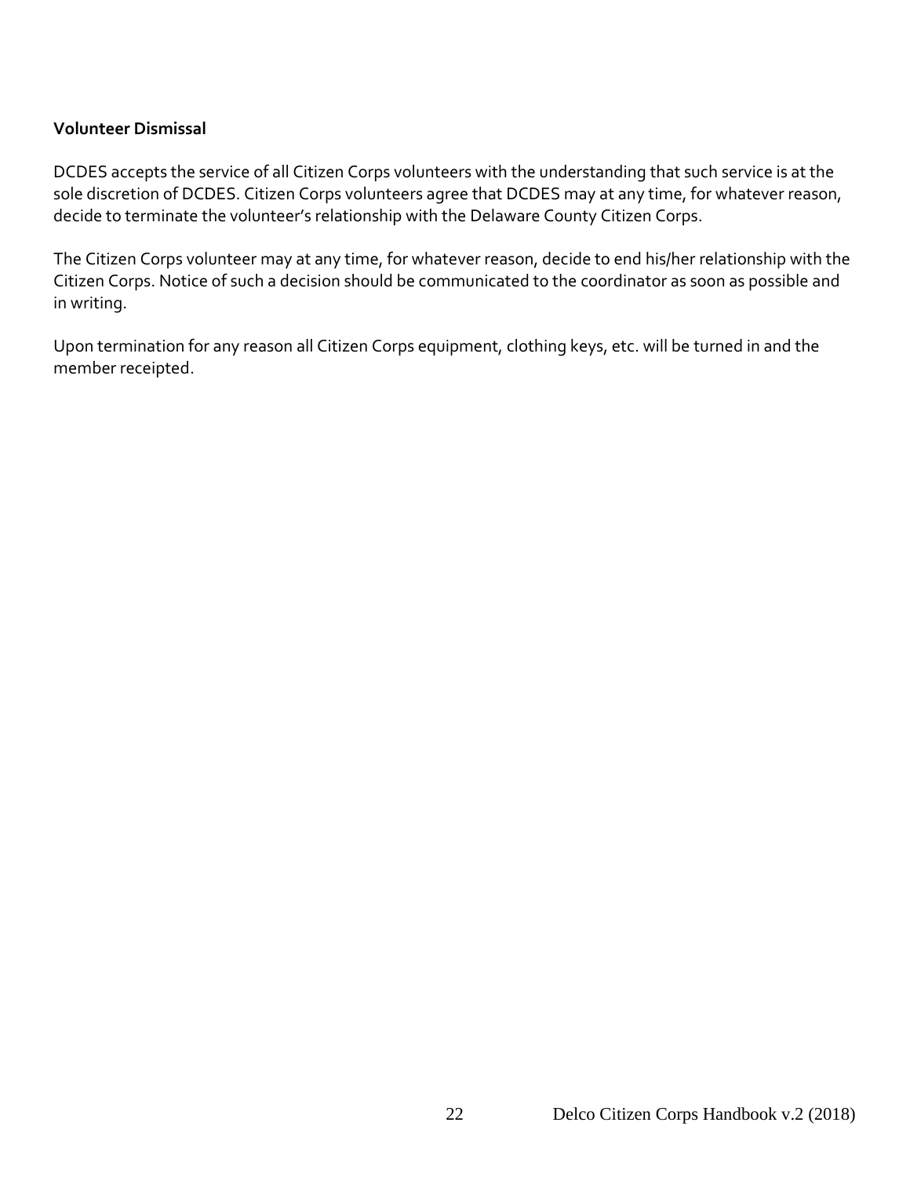**Volunteer Dismissal**

DCDES accepts the service of all Citizen Corps volunteers with the understanding that such service is at the sole discretion of DCDES. Citizen Corps volunteers agree that DCDES may at any time, for whatever reason, decide to terminate the volunteer's relationship with the Delaware County Citizen Corps.

The Citizen Corps volunteer may at any time, for whatever reason, decide to end his/her relationship with the Citizen Corps. Notice of such a decision should be communicated to the coordinator as soon as possible and in writing.

Upon termination for any reason all Citizen Corps equipment, clothing keys, etc. will be turned in and the member receipted.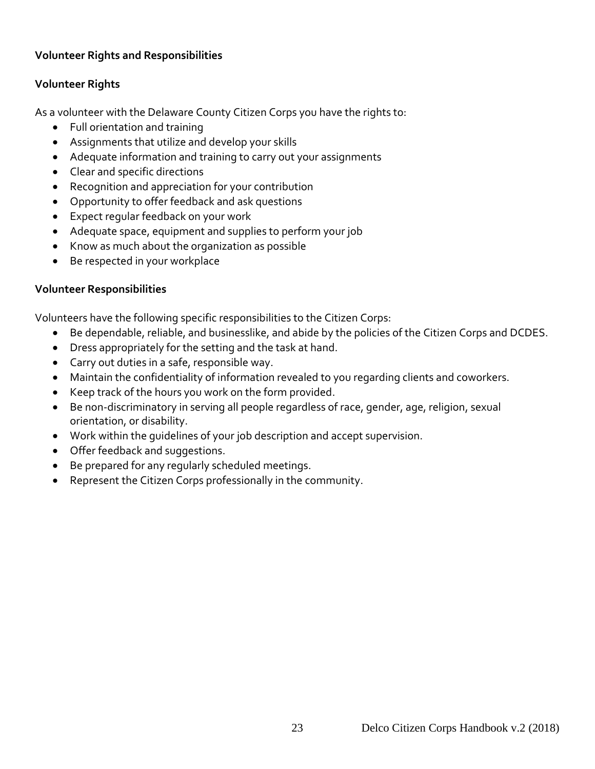## Volunteer Rights and Responsibilities

### Volunteer Rights

As a volunteer with the Delaware County Citizen Corps you have the rights to:

- Full orientation and training
- Assignments that utilize and develop your skills
- Adequate information and training to carry out your assignments
- Clear and specific directions
- Recognition and appreciation for your contribution
- Opportunity to offer feedback and ask questions
- Expect regular feedback on your work
- Adequate space, equipment and supplies to perform your job
- Know as much about the organization as possible
- Be respected in your workplace

### Volunteer Responsibilities

Volunteers have the following specific responsibilities to the Citizen Corps:

- Be dependable, reliable, and businesslike, and abide by the policies of the Citizen Corps and DCDES.
- Dress appropriately for the setting and the task at hand.
- Carry out duties in a safe, responsible way.
- Maintain the confidentiality of information revealed to you regarding clients and coworkers.
- Keep track of the hours you work on the form provided.
- Be non-discriminatory in serving all people regardless of race, gender, age, religion, sexual orientation, or disability.
- Work within the guidelines of your job description and accept supervision.
- Offer feedback and suggestions.
- Be prepared for any regularly scheduled meetings.
- Represent the Citizen Corps professionally in the community.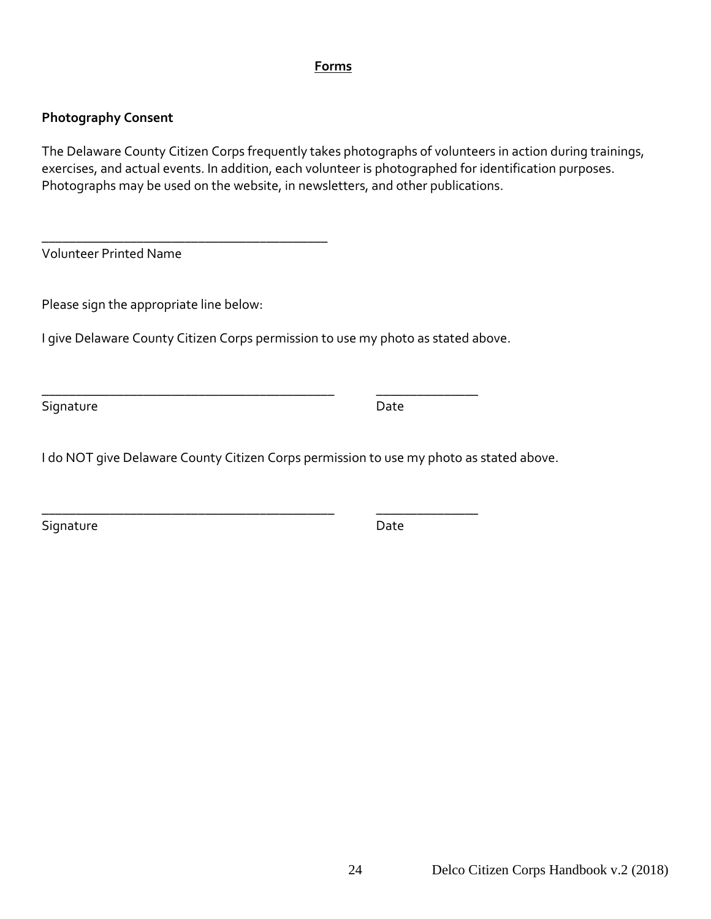# Forms

## Photography Consent

The Delaware County Citizen Corps frequently takes photographs of volunteers in action during trainings, exercises, and actual events. In addition, each volunteer is photographed for identification purposes. Photographs may be used on the website, in newsletters, and other publications.

___________________________________________
Volunteer Printed Name

Please sign the appropriate line below:

I give Delaware County Citizen Corps permission to use my photo as stated above.

____________________________________________ _______________
Signature Date

I do NOT give Delaware County Citizen Corps permission to use my photo as stated above.

____________________________________________ _______________
Signature Date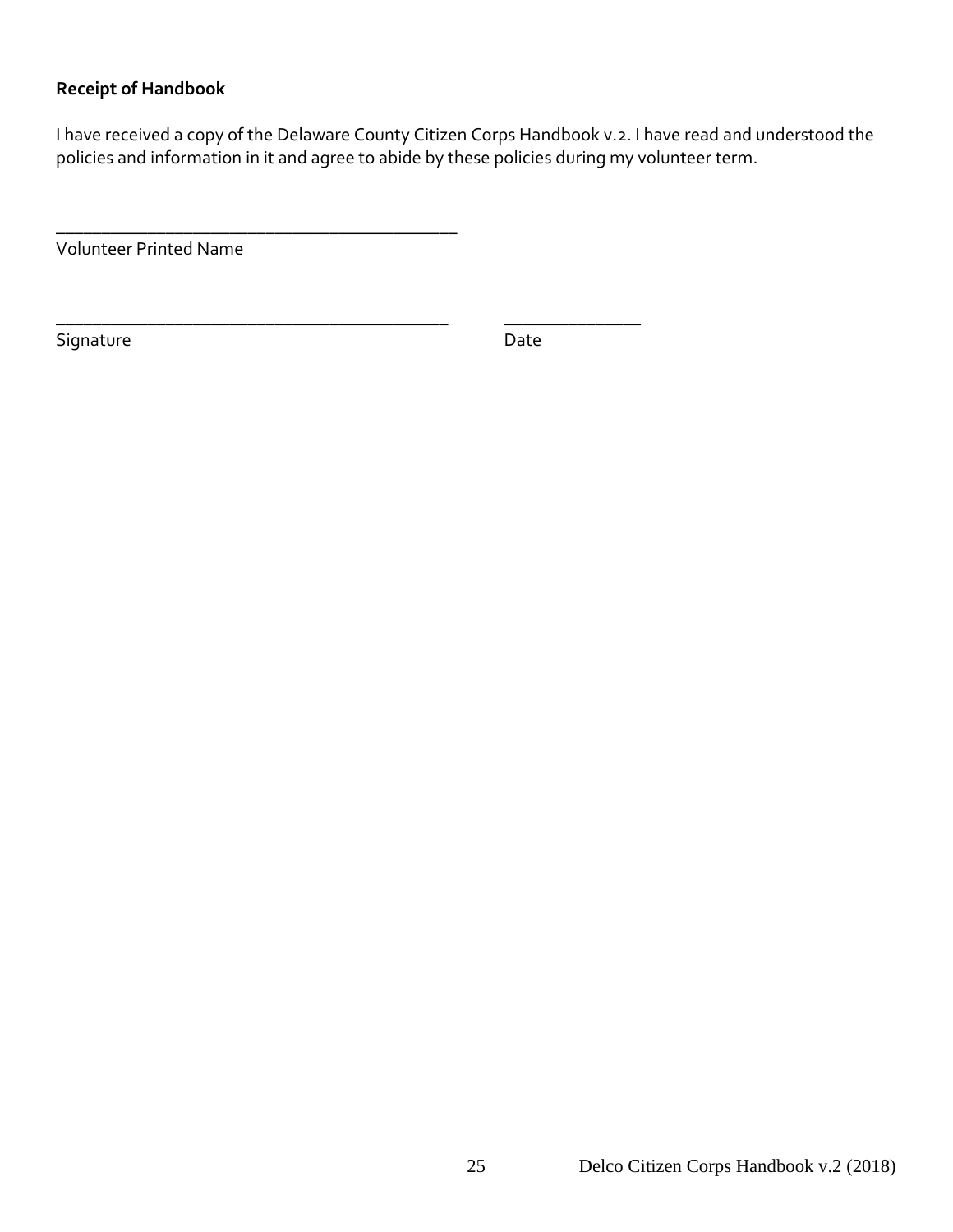**Receipt of Handbook**

I have received a copy of the Delaware County Citizen Corps Handbook v.2. I have read and understood the policies and information in it and agree to abide by these policies during my volunteer term.

_____________________________________________
Volunteer Printed Name

____________________________________________ _______________
Signature Date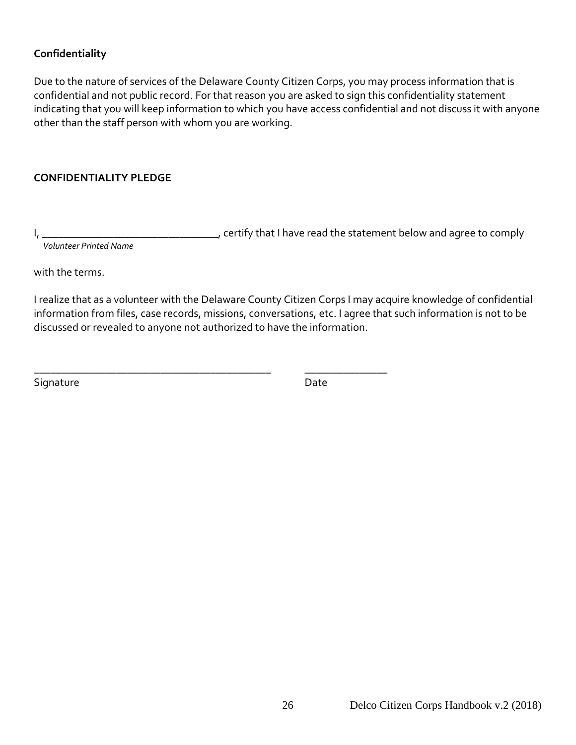**Confidentiality**

Due to the nature of services of the Delaware County Citizen Corps, you may process information that is confidential and not public record. For that reason you are asked to sign this confidentiality statement indicating that you will keep information to which you have access confidential and not discuss it with anyone other than the staff person with whom you are working.

**CONFIDENTIALITY PLEDGE**

I, _________________________________, certify that I have read the statement below and agree to comply
*Volunteer Printed Name*

with the terms.

I realize that as a volunteer with the Delaware County Citizen Corps I may acquire knowledge of confidential information from files, case records, missions, conversations, etc. I agree that such information is not to be discussed or revealed to anyone not authorized to have the information.

_____________________________________________ _______________

Signature Date